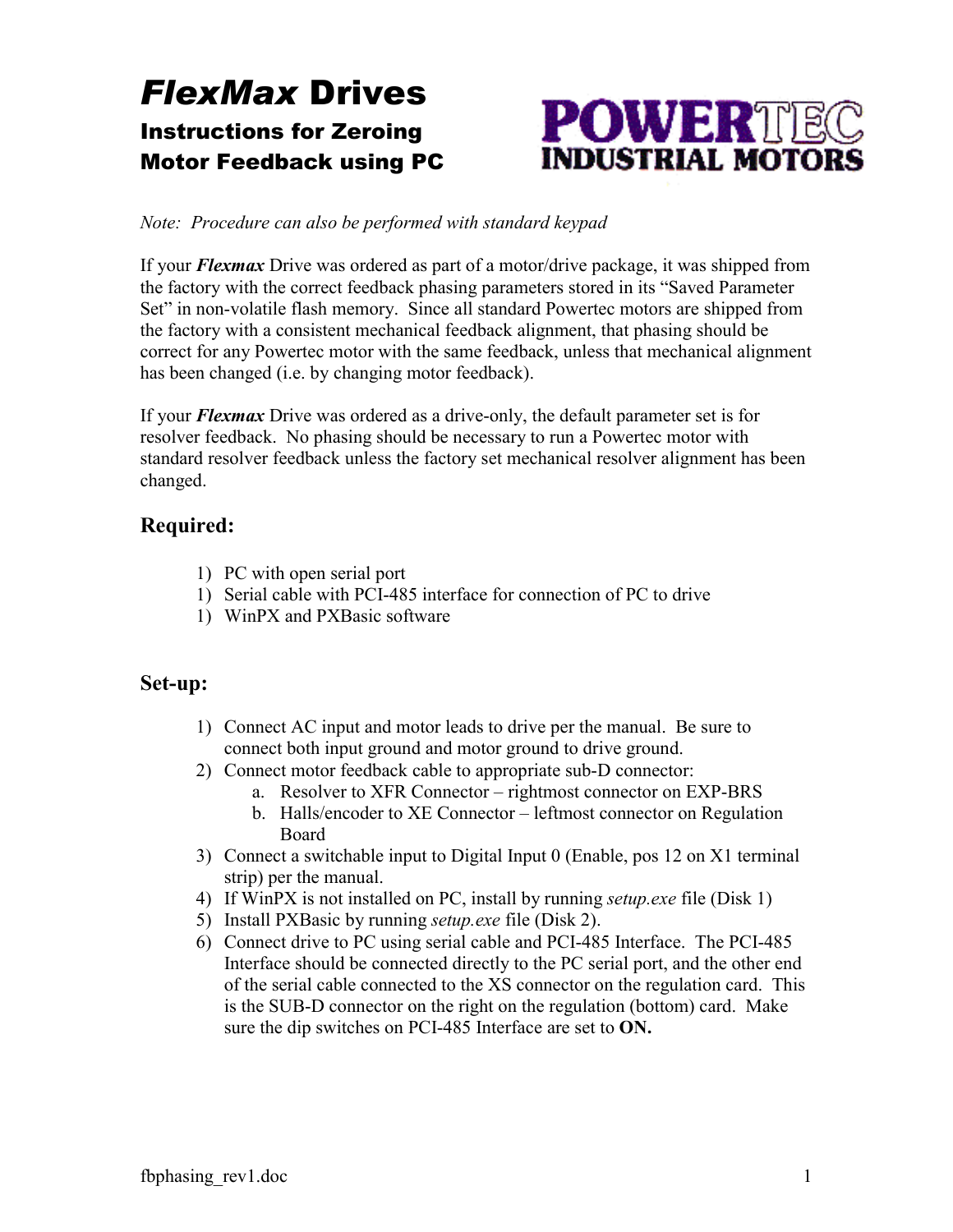# *FlexMax* Drives

## Instructions for Zeroing Motor Feedback using PC

POWERTEC INDUSTRIAL MOTORS

*Note: Procedure can also be performed with standard keypad*

If your ***Flexmax*** Drive was ordered as part of a motor/drive package, it was shipped from the factory with the correct feedback phasing parameters stored in its "Saved Parameter Set" in non-volatile flash memory. Since all standard Powertec motors are shipped from the factory with a consistent mechanical feedback alignment, that phasing should be correct for any Powertec motor with the same feedback, unless that mechanical alignment has been changed (i.e. by changing motor feedback).

If your ***Flexmax*** Drive was ordered as a drive-only, the default parameter set is for resolver feedback. No phasing should be necessary to run a Powertec motor with standard resolver feedback unless the factory set mechanical resolver alignment has been changed.

## Required:

1) PC with open serial port
1) Serial cable with PCI-485 interface for connection of PC to drive
1) WinPX and PXBasic software

## Set-up:

1) Connect AC input and motor leads to drive per the manual. Be sure to connect both input ground and motor ground to drive ground.
2) Connect motor feedback cable to appropriate sub-D connector:
    a. Resolver to XFR Connector – rightmost connector on EXP-BRS
    b. Halls/encoder to XE Connector – leftmost connector on Regulation Board
3) Connect a switchable input to Digital Input 0 (Enable, pos 12 on X1 terminal strip) per the manual.
4) If WinPX is not installed on PC, install by running *setup.exe* file (Disk 1)
5) Install PXBasic by running *setup.exe* file (Disk 2).
6) Connect drive to PC using serial cable and PCI-485 Interface. The PCI-485 Interface should be connected directly to the PC serial port, and the other end of the serial cable connected to the XS connector on the regulation card. This is the SUB-D connector on the right on the regulation (bottom) card. Make sure the dip switches on PCI-485 Interface are set to **ON.**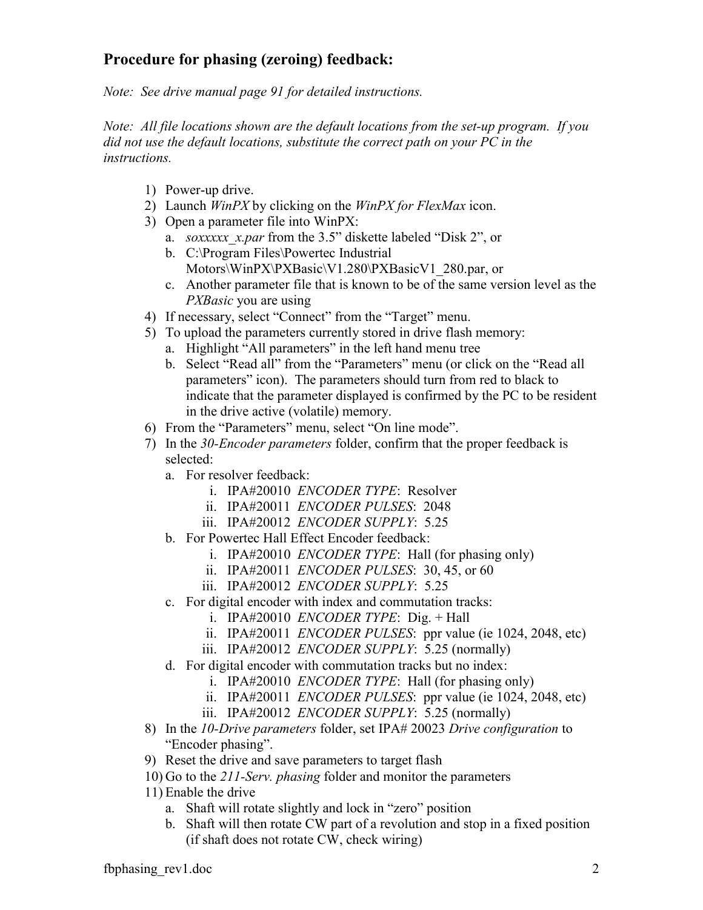## Procedure for phasing (zeroing) feedback:

*Note: See drive manual page 91 for detailed instructions.*

*Note: All file locations shown are the default locations from the set-up program. If you did not use the default locations, substitute the correct path on your PC in the instructions.*

1) Power-up drive.
2) Launch *WinPX* by clicking on the *WinPX for FlexMax* icon.
3) Open a parameter file into WinPX:
   a. *soxxxxx_x.par* from the 3.5" diskette labeled "Disk 2", or
   b. C:\Program Files\Powertec Industrial Motors\WinPX\PXBasic\V1.280\PXBasicV1_280.par, or
   c. Another parameter file that is known to be of the same version level as the *PXBasic* you are using
4) If necessary, select "Connect" from the "Target" menu.
5) To upload the parameters currently stored in drive flash memory:
   a. Highlight "All parameters" in the left hand menu tree
   b. Select "Read all" from the "Parameters" menu (or click on the "Read all parameters" icon). The parameters should turn from red to black to indicate that the parameter displayed is confirmed by the PC to be resident in the drive active (volatile) memory.
6) From the "Parameters" menu, select "On line mode".
7) In the *30-Encoder parameters* folder, confirm that the proper feedback is selected:
   a. For resolver feedback:
      i. IPA#20010 *ENCODER TYPE*: Resolver
      ii. IPA#20011 *ENCODER PULSES*: 2048
      iii. IPA#20012 *ENCODER SUPPLY*: 5.25
   b. For Powertec Hall Effect Encoder feedback:
      i. IPA#20010 *ENCODER TYPE*: Hall (for phasing only)
      ii. IPA#20011 *ENCODER PULSES*: 30, 45, or 60
      iii. IPA#20012 *ENCODER SUPPLY*: 5.25
   c. For digital encoder with index and commutation tracks:
      i. IPA#20010 *ENCODER TYPE*: Dig. + Hall
      ii. IPA#20011 *ENCODER PULSES*: ppr value (ie 1024, 2048, etc)
      iii. IPA#20012 *ENCODER SUPPLY*: 5.25 (normally)
   d. For digital encoder with commutation tracks but no index:
      i. IPA#20010 *ENCODER TYPE*: Hall (for phasing only)
      ii. IPA#20011 *ENCODER PULSES*: ppr value (ie 1024, 2048, etc)
      iii. IPA#20012 *ENCODER SUPPLY*: 5.25 (normally)
8) In the *10-Drive parameters* folder, set IPA# 20023 *Drive configuration* to "Encoder phasing".
9) Reset the drive and save parameters to target flash
10) Go to the *211-Serv. phasing* folder and monitor the parameters
11) Enable the drive
    a. Shaft will rotate slightly and lock in "zero" position
    b. Shaft will then rotate CW part of a revolution and stop in a fixed position (if shaft does not rotate CW, check wiring)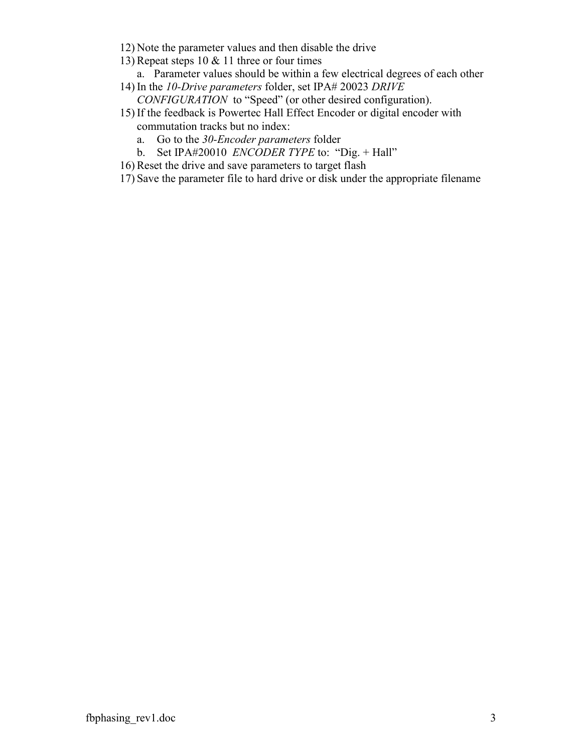12) Note the parameter values and then disable the drive
13) Repeat steps 10 & 11 three or four times
    a. Parameter values should be within a few electrical degrees of each other
14) In the *10-Drive parameters* folder, set IPA# 20023 *DRIVE CONFIGURATION* to "Speed" (or other desired configuration).
15) If the feedback is Powertec Hall Effect Encoder or digital encoder with commutation tracks but no index:
    a. Go to the *30-Encoder parameters* folder
    b. Set IPA#20010 *ENCODER TYPE* to: "Dig. + Hall"
16) Reset the drive and save parameters to target flash
17) Save the parameter file to hard drive or disk under the appropriate filename